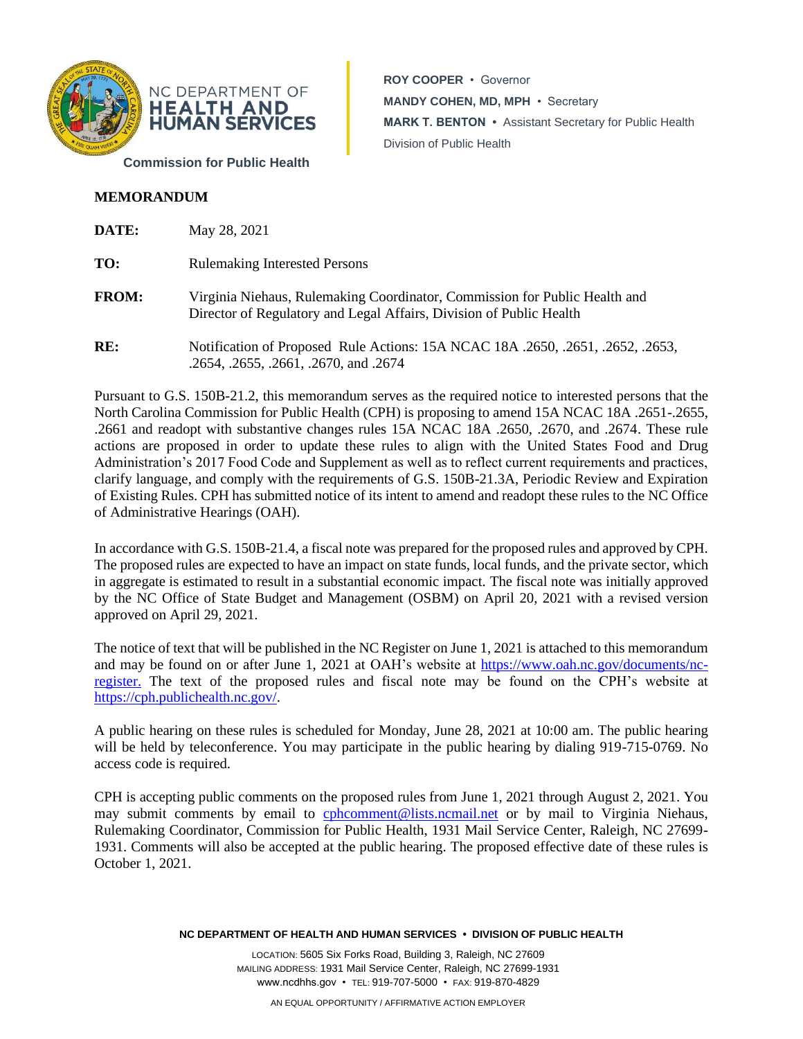NC DEPARTMENT OF **HEALTH AND HUMAN SERVICES**

**Commission for Public Health**

**ROY COOPER** • Governor
**MANDY COHEN, MD, MPH** • Secretary
**MARK T. BENTON** • Assistant Secretary for Public Health
Division of Public Health

## MEMORANDUM

**DATE:** May 28, 2021

**TO:** Rulemaking Interested Persons

**FROM:** Virginia Niehaus, Rulemaking Coordinator, Commission for Public Health and Director of Regulatory and Legal Affairs, Division of Public Health

**RE:** Notification of Proposed Rule Actions: 15A NCAC 18A .2650, .2651, .2652, .2653, .2654, .2655, .2661, .2670, and .2674

Pursuant to G.S. 150B-21.2, this memorandum serves as the required notice to interested persons that the North Carolina Commission for Public Health (CPH) is proposing to amend 15A NCAC 18A .2651-.2655, .2661 and readopt with substantive changes rules 15A NCAC 18A .2650, .2670, and .2674. These rule actions are proposed in order to update these rules to align with the United States Food and Drug Administration's 2017 Food Code and Supplement as well as to reflect current requirements and practices, clarify language, and comply with the requirements of G.S. 150B-21.3A, Periodic Review and Expiration of Existing Rules. CPH has submitted notice of its intent to amend and readopt these rules to the NC Office of Administrative Hearings (OAH).

In accordance with G.S. 150B-21.4, a fiscal note was prepared for the proposed rules and approved by CPH. The proposed rules are expected to have an impact on state funds, local funds, and the private sector, which in aggregate is estimated to result in a substantial economic impact. The fiscal note was initially approved by the NC Office of State Budget and Management (OSBM) on April 20, 2021 with a revised version approved on April 29, 2021.

The notice of text that will be published in the NC Register on June 1, 2021 is attached to this memorandum and may be found on or after June 1, 2021 at OAH's website at https://www.oah.nc.gov/documents/nc-register. The text of the proposed rules and fiscal note may be found on the CPH's website at https://cph.publichealth.nc.gov/.

A public hearing on these rules is scheduled for Monday, June 28, 2021 at 10:00 am. The public hearing will be held by teleconference. You may participate in the public hearing by dialing 919-715-0769. No access code is required.

CPH is accepting public comments on the proposed rules from June 1, 2021 through August 2, 2021. You may submit comments by email to cphcomment@lists.ncmail.net or by mail to Virginia Niehaus, Rulemaking Coordinator, Commission for Public Health, 1931 Mail Service Center, Raleigh, NC 27699-1931. Comments will also be accepted at the public hearing. The proposed effective date of these rules is October 1, 2021.

**NC DEPARTMENT OF HEALTH AND HUMAN SERVICES • DIVISION OF PUBLIC HEALTH**

LOCATION: 5605 Six Forks Road, Building 3, Raleigh, NC 27609
MAILING ADDRESS: 1931 Mail Service Center, Raleigh, NC 27699-1931
www.ncdhhs.gov • TEL: 919-707-5000 • FAX: 919-870-4829

AN EQUAL OPPORTUNITY / AFFIRMATIVE ACTION EMPLOYER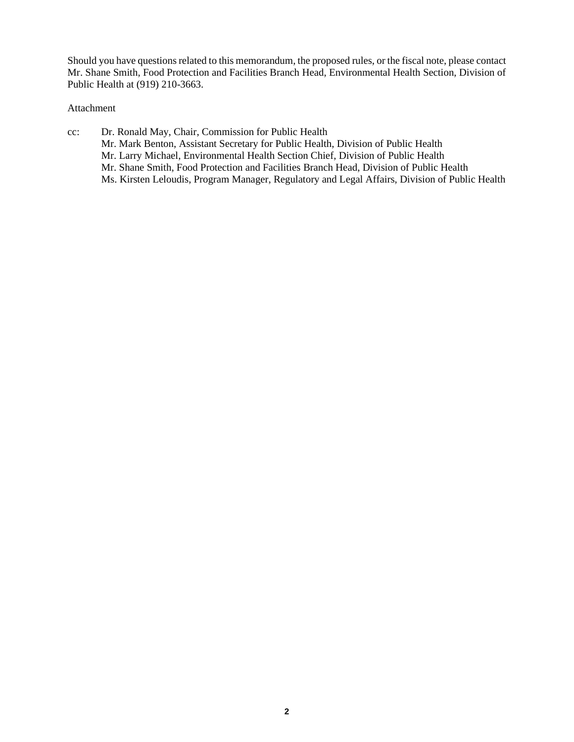Should you have questions related to this memorandum, the proposed rules, or the fiscal note, please contact Mr. Shane Smith, Food Protection and Facilities Branch Head, Environmental Health Section, Division of Public Health at (919) 210-3663.

Attachment

cc: Dr. Ronald May, Chair, Commission for Public Health
Mr. Mark Benton, Assistant Secretary for Public Health, Division of Public Health
Mr. Larry Michael, Environmental Health Section Chief, Division of Public Health
Mr. Shane Smith, Food Protection and Facilities Branch Head, Division of Public Health
Ms. Kirsten Leloudis, Program Manager, Regulatory and Legal Affairs, Division of Public Health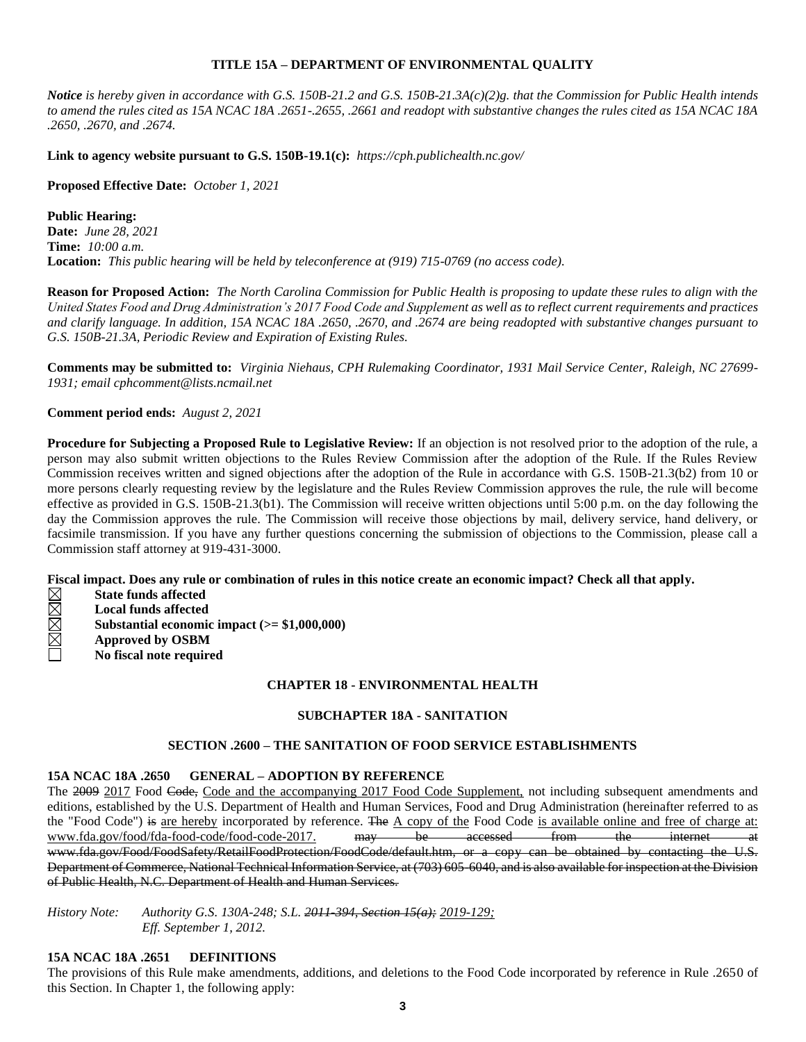**TITLE 15A – DEPARTMENT OF ENVIRONMENTAL QUALITY**

***Notice** is hereby given in accordance with G.S. 150B-21.2 and G.S. 150B-21.3A(c)(2)g. that the Commission for Public Health intends to amend the rules cited as 15A NCAC 18A .2651-.2655, .2661 and readopt with substantive changes the rules cited as 15A NCAC 18A .2650, .2670, and .2674.*

**Link to agency website pursuant to G.S. 150B-19.1(c):** *https://cph.publichealth.nc.gov/*

**Proposed Effective Date:** *October 1, 2021*

**Public Hearing:**
**Date:** *June 28, 2021*
**Time:** *10:00 a.m.*
**Location:** *This public hearing will be held by teleconference at (919) 715-0769 (no access code).*

**Reason for Proposed Action:** *The North Carolina Commission for Public Health is proposing to update these rules to align with the United States Food and Drug Administration's 2017 Food Code and Supplement as well as to reflect current requirements and practices and clarify language. In addition, 15A NCAC 18A .2650, .2670, and .2674 are being readopted with substantive changes pursuant to G.S. 150B-21.3A, Periodic Review and Expiration of Existing Rules.*

**Comments may be submitted to:** *Virginia Niehaus, CPH Rulemaking Coordinator, 1931 Mail Service Center, Raleigh, NC 27699-1931; email cphcomment@lists.ncmail.net*

**Comment period ends:** *August 2, 2021*

**Procedure for Subjecting a Proposed Rule to Legislative Review:** If an objection is not resolved prior to the adoption of the rule, a person may also submit written objections to the Rules Review Commission after the adoption of the Rule. If the Rules Review Commission receives written and signed objections after the adoption of the Rule in accordance with G.S. 150B-21.3(b2) from 10 or more persons clearly requesting review by the legislature and the Rules Review Commission approves the rule, the rule will become effective as provided in G.S. 150B-21.3(b1). The Commission will receive written objections until 5:00 p.m. on the day following the day the Commission approves the rule. The Commission will receive those objections by mail, delivery service, hand delivery, or facsimile transmission. If you have any further questions concerning the submission of objections to the Commission, please call a Commission staff attorney at 919-431-3000.

**Fiscal impact. Does any rule or combination of rules in this notice create an economic impact? Check all that apply.**

- ☒ **State funds affected**
- ☒ **Local funds affected**
- ☒ **Substantial economic impact (>= $1,000,000)**
- ☒ **Approved by OSBM**
- ☐ **No fiscal note required**

**CHAPTER 18 - ENVIRONMENTAL HEALTH**

**SUBCHAPTER 18A - SANITATION**

**SECTION .2600 – THE SANITATION OF FOOD SERVICE ESTABLISHMENTS**

**15A NCAC 18A .2650 GENERAL – ADOPTION BY REFERENCE**

The ~~2009~~ <u>2017</u> Food ~~Code,~~ <u>Code and the accompanying 2017 Food Code Supplement,</u> not including subsequent amendments and editions, established by the U.S. Department of Health and Human Services, Food and Drug Administration (hereinafter referred to as the "Food Code") ~~is~~ <u>are hereby</u> incorporated by reference. ~~The~~ <u>A copy of the</u> Food Code <u>is available online and free of charge at: www.fda.gov/food/fda-food-code/food-code-2017.</u> ~~may be accessed from the internet at www.fda.gov/Food/FoodSafety/RetailFoodProtection/FoodCode/default.htm, or a copy can be obtained by contacting the U.S. Department of Commerce, National Technical Information Service, at (703) 605-6040, and is also available for inspection at the Division of Public Health, N.C. Department of Health and Human Services.~~

*History Note: Authority G.S. 130A-248; S.L. ~~2011-394, Section 15(a);~~ <u>2019-129;</u>*
*Eff. September 1, 2012.*

**15A NCAC 18A .2651 DEFINITIONS**

The provisions of this Rule make amendments, additions, and deletions to the Food Code incorporated by reference in Rule .2650 of this Section. In Chapter 1, the following apply: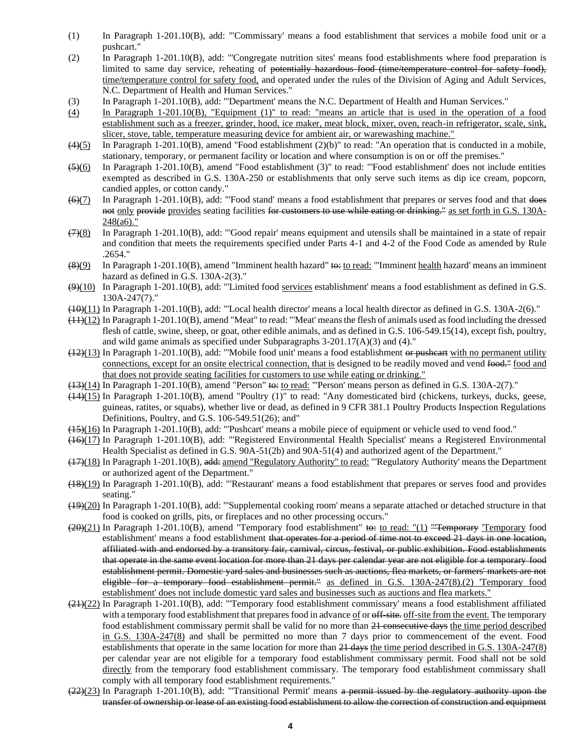(1) In Paragraph 1-201.10(B), add: "'Commissary' means a food establishment that services a mobile food unit or a pushcart."

(2) In Paragraph 1-201.10(B), add: "'Congregate nutrition sites' means food establishments where food preparation is limited to same day service, reheating of ~~potentially hazardous food (time/temperature control for safety food),~~ <u>time/temperature control for safety food,</u> and operated under the rules of the Division of Aging and Adult Services, N.C. Department of Health and Human Services."

(3) In Paragraph 1-201.10(B), add: "'Department' means the N.C. Department of Health and Human Services."

<u>(4)</u> <u>In Paragraph 1-201.10(B), "Equipment (1)" to read: "means an article that is used in the operation of a food establishment such as a freezer, grinder, hood, ice maker, meat block, mixer, oven, reach-in refrigerator, scale, sink, slicer, stove, table, temperature measuring device for ambient air, or warewashing machine."</u>

~~(4)~~<u>(5)</u> In Paragraph 1-201.10(B), amend "Food establishment (2)(b)" to read: "An operation that is conducted in a mobile, stationary, temporary, or permanent facility or location and where consumption is on or off the premises."

~~(5)~~<u>(6)</u> In Paragraph 1-201.10(B), amend "Food establishment (3)" to read: "'Food establishment' does not include entities exempted as described in G.S. 130A-250 or establishments that only serve such items as dip ice cream, popcorn, candied apples, or cotton candy."

~~(6)~~<u>(7)</u> In Paragraph 1-201.10(B), add: "'Food stand' means a food establishment that prepares or serves food and that ~~does not~~ <u>only</u> ~~provide~~ <u>provides</u> seating facilities ~~for customers to use while eating or drinking."~~ <u>as set forth in G.S. 130A-248(a6)."</u>

~~(7)~~<u>(8)</u> In Paragraph 1-201.10(B), add: "'Good repair' means equipment and utensils shall be maintained in a state of repair and condition that meets the requirements specified under Parts 4-1 and 4-2 of the Food Code as amended by Rule .2654."

~~(8)~~<u>(9)</u> In Paragraph 1-201.10(B), amend "Imminent health hazard" ~~to:~~ <u>to read:</u> "'Imminent <u>health</u> hazard' means an imminent hazard as defined in G.S. 130A-2(3)."

~~(9)~~<u>(10)</u> In Paragraph 1-201.10(B), add: "'Limited food <u>services</u> establishment' means a food establishment as defined in G.S. 130A-247(7)."

~~(10)~~<u>(11)</u> In Paragraph 1-201.10(B), add: "'Local health director' means a local health director as defined in G.S. 130A-2(6)."

~~(11)~~<u>(12)</u> In Paragraph 1-201.10(B), amend "Meat" to read: "'Meat' means the flesh of animals used as food including the dressed flesh of cattle, swine, sheep, or goat, other edible animals, and as defined in G.S. 106-549.15(14), except fish, poultry, and wild game animals as specified under Subparagraphs 3-201.17(A)(3) and (4)."

~~(12)~~<u>(13)</u> In Paragraph 1-201.10(B), add: "'Mobile food unit' means a food establishment ~~or pushcart~~ <u>with no permanent utility connections, except for an onsite electrical connection, that is</u> designed to be readily moved and vend ~~food."~~ <u>food and that does not provide seating facilities for customers to use while eating or drinking."</u>

~~(13)~~<u>(14)</u> In Paragraph 1-201.10(B), amend "Person" ~~to:~~ <u>to read:</u> "'Person' means person as defined in G.S. 130A-2(7)."

~~(14)~~<u>(15)</u> In Paragraph 1-201.10(B), amend "Poultry (1)" to read: "Any domesticated bird (chickens, turkeys, ducks, geese, guineas, ratites, or squabs), whether live or dead, as defined in 9 CFR 381.1 Poultry Products Inspection Regulations Definitions, Poultry, and G.S. 106-549.51(26); and"

~~(15)~~<u>(16)</u> In Paragraph 1-201.10(B), add: "'Pushcart' means a mobile piece of equipment or vehicle used to vend food."

~~(16)~~<u>(17)</u> In Paragraph 1-201.10(B), add: "'Registered Environmental Health Specialist' means a Registered Environmental Health Specialist as defined in G.S. 90A-51(2b) and 90A-51(4) and authorized agent of the Department."

~~(17)~~<u>(18)</u> In Paragraph 1-201.10(B), ~~add:~~ <u>amend "Regulatory Authority" to read:</u> "'Regulatory Authority' means the Department or authorized agent of the Department."

~~(18)~~<u>(19)</u> In Paragraph 1-201.10(B), add: "'Restaurant' means a food establishment that prepares or serves food and provides seating."

~~(19)~~<u>(20)</u> In Paragraph 1-201.10(B), add: "'Supplemental cooking room' means a separate attached or detached structure in that food is cooked on grills, pits, or fireplaces and no other processing occurs."

~~(20)~~<u>(21)</u> In Paragraph 1-201.10(B), amend "Temporary food establishment" ~~to:~~ <u>to read: "(1)</u> ~~"'Temporary~~ <u>'Temporary</u> food establishment' means a food establishment ~~that operates for a period of time not to exceed 21 days in one location, affiliated with and endorsed by a transitory fair, carnival, circus, festival, or public exhibition. Food establishments that operate in the same event location for more than 21 days per calendar year are not eligible for a temporary food establishment permit. Domestic yard sales and businesses such as auctions, flea markets, or farmers' markets are not eligible for a temporary food establishment permit."~~ <u>as defined in G.S. 130A-247(8).(2) 'Temporary food establishment' does not include domestic yard sales and businesses such as auctions and flea markets."</u>

~~(21)~~<u>(22)</u> In Paragraph 1-201.10(B), add: "'Temporary food establishment commissary' means a food establishment affiliated with a temporary food establishment that prepares food in advance <u>of</u> or ~~off-site.~~ <u>off-site from the event.</u> The temporary food establishment commissary permit shall be valid for no more than ~~21 consecutive days~~ <u>the time period described in G.S. 130A-247(8)</u> and shall be permitted no more than 7 days prior to commencement of the event. Food establishments that operate in the same location for more than ~~21 days~~ <u>the time period described in G.S. 130A-247(8)</u> per calendar year are not eligible for a temporary food establishment commissary permit. Food shall not be sold <u>directly</u> from the temporary food establishment commissary. The temporary food establishment commissary shall comply with all temporary food establishment requirements."

~~(22)~~<u>(23)</u> In Paragraph 1-201.10(B), add: "'Transitional Permit' means ~~a permit issued by the regulatory authority upon the transfer of ownership or lease of an existing food establishment to allow the correction of construction and equipment~~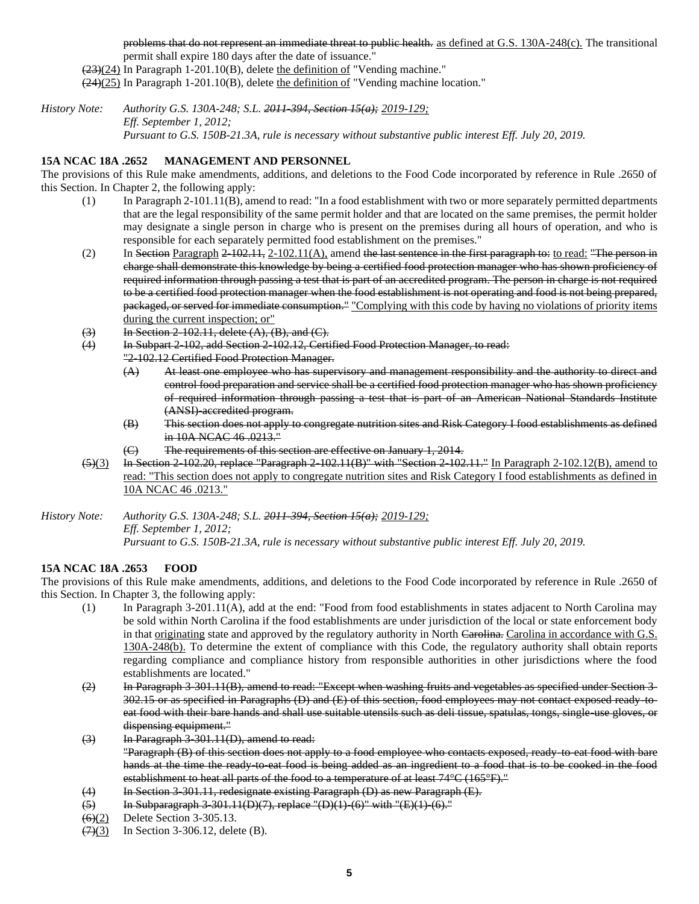problems that do not represent an immediate threat to public health. as defined at G.S. 130A-248(c). The transitional permit shall expire 180 days after the date of issuance."

(23)(24) In Paragraph 1-201.10(B), delete the definition of "Vending machine."

(24)(25) In Paragraph 1-201.10(B), delete the definition of "Vending machine location."

*History Note: Authority G.S. 130A-248; S.L. 2011-394, Section 15(a); 2019-129;*
*Eff. September 1, 2012;*
*Pursuant to G.S. 150B-21.3A, rule is necessary without substantive public interest Eff. July 20, 2019.*

**15A NCAC 18A .2652 MANAGEMENT AND PERSONNEL**

The provisions of this Rule make amendments, additions, and deletions to the Food Code incorporated by reference in Rule .2650 of this Section. In Chapter 2, the following apply:

(1) In Paragraph 2-101.11(B), amend to read: "In a food establishment with two or more separately permitted departments that are the legal responsibility of the same permit holder and that are located on the same premises, the permit holder may designate a single person in charge who is present on the premises during all hours of operation, and who is responsible for each separately permitted food establishment on the premises."

(2) In Section Paragraph 2-102.11, 2-102.11(A), amend the last sentence in the first paragraph to: to read: "The person in charge shall demonstrate this knowledge by being a certified food protection manager who has shown proficiency of required information through passing a test that is part of an accredited program. The person in charge is not required to be a certified food protection manager when the food establishment is not operating and food is not being prepared, packaged, or served for immediate consumption." "Complying with this code by having no violations of priority items during the current inspection; or"

(3) In Section 2-102.11, delete (A), (B), and (C).

(4) In Subpart 2-102, add Section 2-102.12, Certified Food Protection Manager, to read:
"2-102.12 Certified Food Protection Manager.
(A) At least one employee who has supervisory and management responsibility and the authority to direct and control food preparation and service shall be a certified food protection manager who has shown proficiency of required information through passing a test that is part of an American National Standards Institute (ANSI)-accredited program.
(B) This section does not apply to congregate nutrition sites and Risk Category I food establishments as defined in 10A NCAC 46 .0213."
(C) The requirements of this section are effective on January 1, 2014.

(5)(3) In Section 2-102.20, replace "Paragraph 2-102.11(B)" with "Section 2-102.11." In Paragraph 2-102.12(B), amend to read: "This section does not apply to congregate nutrition sites and Risk Category I food establishments as defined in 10A NCAC 46 .0213."

*History Note: Authority G.S. 130A-248; S.L. 2011-394, Section 15(a); 2019-129;*
*Eff. September 1, 2012;*
*Pursuant to G.S. 150B-21.3A, rule is necessary without substantive public interest Eff. July 20, 2019.*

**15A NCAC 18A .2653 FOOD**

The provisions of this Rule make amendments, additions, and deletions to the Food Code incorporated by reference in Rule .2650 of this Section. In Chapter 3, the following apply:

(1) In Paragraph 3-201.11(A), add at the end: "Food from food establishments in states adjacent to North Carolina may be sold within North Carolina if the food establishments are under jurisdiction of the local or state enforcement body in that originating state and approved by the regulatory authority in North Carolina. Carolina in accordance with G.S. 130A-248(b). To determine the extent of compliance with this Code, the regulatory authority shall obtain reports regarding compliance and compliance history from responsible authorities in other jurisdictions where the food establishments are located."

(2) In Paragraph 3-301.11(B), amend to read: "Except when washing fruits and vegetables as specified under Section 3-302.15 or as specified in Paragraphs (D) and (E) of this section, food employees may not contact exposed ready-to-eat food with their bare hands and shall use suitable utensils such as deli tissue, spatulas, tongs, single-use gloves, or dispensing equipment."

(3) In Paragraph 3-301.11(D), amend to read:
"Paragraph (B) of this section does not apply to a food employee who contacts exposed, ready-to-eat food with bare hands at the time the ready-to-eat food is being added as an ingredient to a food that is to be cooked in the food establishment to heat all parts of the food to a temperature of at least 74°C (165°F)."

(4) In Section 3-301.11, redesignate existing Paragraph (D) as new Paragraph (E).

(5) In Subparagraph 3-301.11(D)(7), replace "(D)(1)-(6)" with "(E)(1)-(6)."

(6)(2) Delete Section 3-305.13.

(7)(3) In Section 3-306.12, delete (B).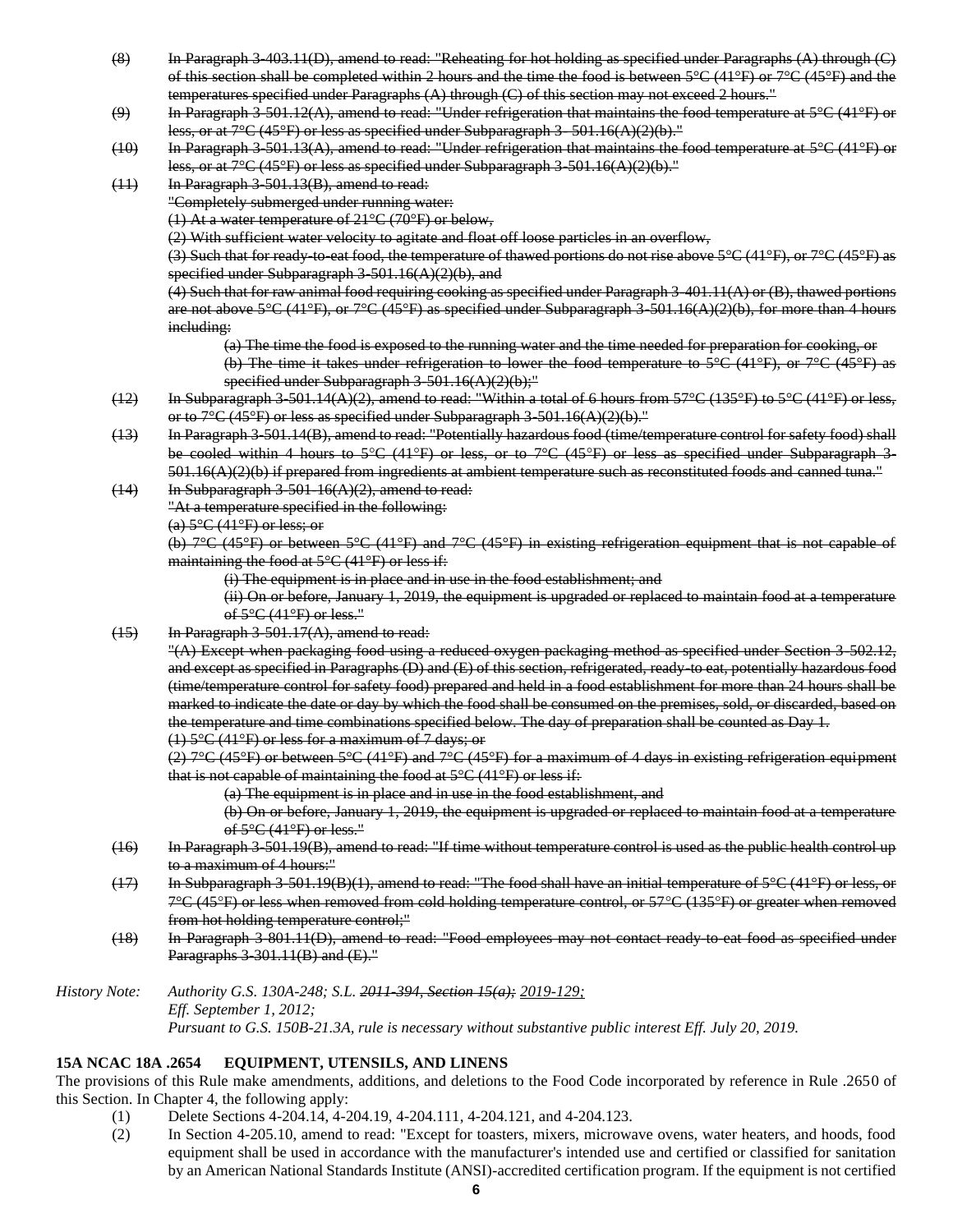(8) ~~In Paragraph 3-403.11(D), amend to read: "Reheating for hot holding as specified under Paragraphs (A) through (C) of this section shall be completed within 2 hours and the time the food is between 5°C (41°F) or 7°C (45°F) and the temperatures specified under Paragraphs (A) through (C) of this section may not exceed 2 hours."~~

(9) ~~In Paragraph 3-501.12(A), amend to read: "Under refrigeration that maintains the food temperature at 5°C (41°F) or less, or at 7°C (45°F) or less as specified under Subparagraph 3- 501.16(A)(2)(b)."~~

(10) ~~In Paragraph 3-501.13(A), amend to read: "Under refrigeration that maintains the food temperature at 5°C (41°F) or less, or at 7°C (45°F) or less as specified under Subparagraph 3-501.16(A)(2)(b)."~~

(11) ~~In Paragraph 3-501.13(B), amend to read:~~
~~"Completely submerged under running water:~~
~~(1) At a water temperature of 21°C (70°F) or below,~~
~~(2) With sufficient water velocity to agitate and float off loose particles in an overflow,~~
~~(3) Such that for ready-to-eat food, the temperature of thawed portions do not rise above 5°C (41°F), or 7°C (45°F) as specified under Subparagraph 3-501.16(A)(2)(b), and~~
~~(4) Such that for raw animal food requiring cooking as specified under Paragraph 3-401.11(A) or (B), thawed portions are not above 5°C (41°F), or 7°C (45°F) as specified under Subparagraph 3-501.16(A)(2)(b), for more than 4 hours including:~~
~~(a) The time the food is exposed to the running water and the time needed for preparation for cooking, or~~
~~(b) The time it takes under refrigeration to lower the food temperature to 5°C (41°F), or 7°C (45°F) as specified under Subparagraph 3-501.16(A)(2)(b);"~~

(12) ~~In Subparagraph 3-501.14(A)(2), amend to read: "Within a total of 6 hours from 57°C (135°F) to 5°C (41°F) or less, or to 7°C (45°F) or less as specified under Subparagraph 3-501.16(A)(2)(b)."~~

(13) ~~In Paragraph 3-501.14(B), amend to read: "Potentially hazardous food (time/temperature control for safety food) shall be cooled within 4 hours to 5°C (41°F) or less, or to 7°C (45°F) or less as specified under Subparagraph 3-501.16(A)(2)(b) if prepared from ingredients at ambient temperature such as reconstituted foods and canned tuna."~~

(14) ~~In Subparagraph 3-501-16(A)(2), amend to read:~~
~~"At a temperature specified in the following:~~
~~(a) 5°C (41°F) or less; or~~
~~(b) 7°C (45°F) or between 5°C (41°F) and 7°C (45°F) in existing refrigeration equipment that is not capable of maintaining the food at 5°C (41°F) or less if:~~
~~(i) The equipment is in place and in use in the food establishment; and~~
~~(ii) On or before, January 1, 2019, the equipment is upgraded or replaced to maintain food at a temperature of 5°C (41°F) or less."~~

(15) ~~In Paragraph 3-501.17(A), amend to read:~~
~~"(A) Except when packaging food using a reduced oxygen packaging method as specified under Section 3-502.12, and except as specified in Paragraphs (D) and (E) of this section, refrigerated, ready-to eat, potentially hazardous food (time/temperature control for safety food) prepared and held in a food establishment for more than 24 hours shall be marked to indicate the date or day by which the food shall be consumed on the premises, sold, or discarded, based on the temperature and time combinations specified below. The day of preparation shall be counted as Day 1.~~
~~(1) 5°C (41°F) or less for a maximum of 7 days; or~~
~~(2) 7°C (45°F) or between 5°C (41°F) and 7°C (45°F) for a maximum of 4 days in existing refrigeration equipment that is not capable of maintaining the food at 5°C (41°F) or less if:~~
~~(a) The equipment is in place and in use in the food establishment, and~~
~~(b) On or before, January 1, 2019, the equipment is upgraded or replaced to maintain food at a temperature of 5°C (41°F) or less."~~

(16) ~~In Paragraph 3-501.19(B), amend to read: "If time without temperature control is used as the public health control up to a maximum of 4 hours:"~~

(17) ~~In Subparagraph 3-501.19(B)(1), amend to read: "The food shall have an initial temperature of 5°C (41°F) or less, or 7°C (45°F) or less when removed from cold holding temperature control, or 57°C (135°F) or greater when removed from hot holding temperature control;"~~

(18) ~~In Paragraph 3-801.11(D), amend to read: "Food employees may not contact ready-to-eat food as specified under Paragraphs 3-301.11(B) and (E)."~~

*History Note: Authority G.S. 130A-248; S.L. ~~2011-394, Section 15(a);~~ 2019-129;*
*Eff. September 1, 2012;*
*Pursuant to G.S. 150B-21.3A, rule is necessary without substantive public interest Eff. July 20, 2019.*

## 15A NCAC 18A .2654 EQUIPMENT, UTENSILS, AND LINENS

The provisions of this Rule make amendments, additions, and deletions to the Food Code incorporated by reference in Rule .2650 of this Section. In Chapter 4, the following apply:

(1) Delete Sections 4-204.14, 4-204.19, 4-204.111, 4-204.121, and 4-204.123.

(2) In Section 4-205.10, amend to read: "Except for toasters, mixers, microwave ovens, water heaters, and hoods, food equipment shall be used in accordance with the manufacturer's intended use and certified or classified for sanitation by an American National Standards Institute (ANSI)-accredited certification program. If the equipment is not certified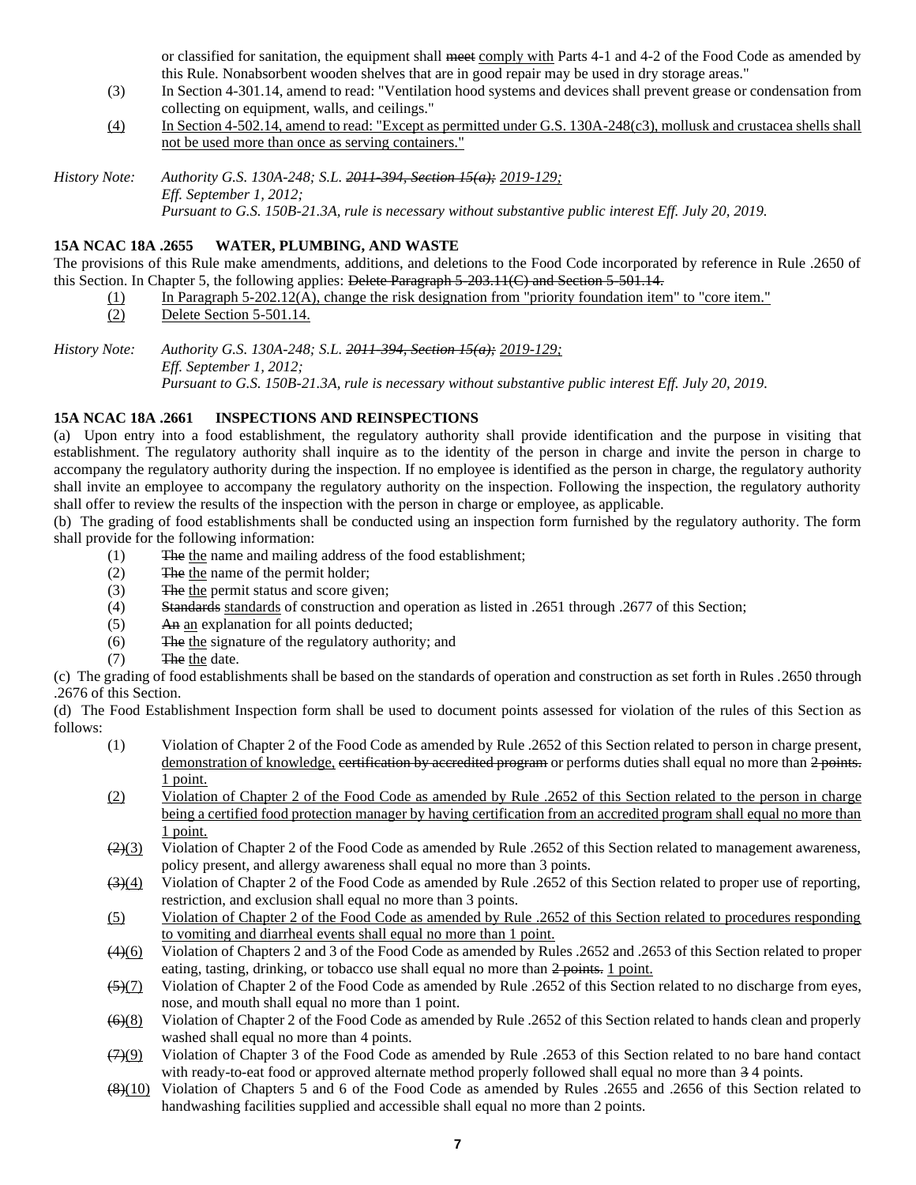or classified for sanitation, the equipment shall ~~meet~~ comply with Parts 4-1 and 4-2 of the Food Code as amended by this Rule. Nonabsorbent wooden shelves that are in good repair may be used in dry storage areas."

(3) In Section 4-301.14, amend to read: "Ventilation hood systems and devices shall prevent grease or condensation from collecting on equipment, walls, and ceilings."

(4) In Section 4-502.14, amend to read: "Except as permitted under G.S. 130A-248(c3), mollusk and crustacea shells shall not be used more than once as serving containers."

*History Note: Authority G.S. 130A-248; S.L. ~~2011-394, Section 15(a);~~ 2019-129;*
*Eff. September 1, 2012;*
*Pursuant to G.S. 150B-21.3A, rule is necessary without substantive public interest Eff. July 20, 2019.*

**15A NCAC 18A .2655 WATER, PLUMBING, AND WASTE**

The provisions of this Rule make amendments, additions, and deletions to the Food Code incorporated by reference in Rule .2650 of this Section. In Chapter 5, the following applies: ~~Delete Paragraph 5-203.11(C) and Section 5-501.14.~~

(1) In Paragraph 5-202.12(A), change the risk designation from "priority foundation item" to "core item."

(2) Delete Section 5-501.14.

*History Note: Authority G.S. 130A-248; S.L. ~~2011-394, Section 15(a);~~ 2019-129;*
*Eff. September 1, 2012;*
*Pursuant to G.S. 150B-21.3A, rule is necessary without substantive public interest Eff. July 20, 2019.*

**15A NCAC 18A .2661 INSPECTIONS AND REINSPECTIONS**

(a) Upon entry into a food establishment, the regulatory authority shall provide identification and the purpose in visiting that establishment. The regulatory authority shall inquire as to the identity of the person in charge and invite the person in charge to accompany the regulatory authority during the inspection. If no employee is identified as the person in charge, the regulatory authority shall invite an employee to accompany the regulatory authority on the inspection. Following the inspection, the regulatory authority shall offer to review the results of the inspection with the person in charge or employee, as applicable.

(b) The grading of food establishments shall be conducted using an inspection form furnished by the regulatory authority. The form shall provide for the following information:

(1) ~~The~~ the name and mailing address of the food establishment;
(2) ~~The~~ the name of the permit holder;
(3) ~~The~~ the permit status and score given;
(4) ~~Standards~~ standards of construction and operation as listed in .2651 through .2677 of this Section;
(5) ~~An~~ an explanation for all points deducted;
(6) ~~The~~ the signature of the regulatory authority; and
(7) ~~The~~ the date.

(c) The grading of food establishments shall be based on the standards of operation and construction as set forth in Rules .2650 through .2676 of this Section.

(d) The Food Establishment Inspection form shall be used to document points assessed for violation of the rules of this Section as follows:

(1) Violation of Chapter 2 of the Food Code as amended by Rule .2652 of this Section related to person in charge present, demonstration of knowledge, ~~certification by accredited program~~ or performs duties shall equal no more than ~~2 points.~~ 1 point.

(2) Violation of Chapter 2 of the Food Code as amended by Rule .2652 of this Section related to the person in charge being a certified food protection manager by having certification from an accredited program shall equal no more than 1 point.

~~(2)~~(3) Violation of Chapter 2 of the Food Code as amended by Rule .2652 of this Section related to management awareness, policy present, and allergy awareness shall equal no more than 3 points.

~~(3)~~(4) Violation of Chapter 2 of the Food Code as amended by Rule .2652 of this Section related to proper use of reporting, restriction, and exclusion shall equal no more than 3 points.

(5) Violation of Chapter 2 of the Food Code as amended by Rule .2652 of this Section related to procedures responding to vomiting and diarrheal events shall equal no more than 1 point.

~~(4)~~(6) Violation of Chapters 2 and 3 of the Food Code as amended by Rules .2652 and .2653 of this Section related to proper eating, tasting, drinking, or tobacco use shall equal no more than ~~2 points.~~ 1 point.

~~(5)~~(7) Violation of Chapter 2 of the Food Code as amended by Rule .2652 of this Section related to no discharge from eyes, nose, and mouth shall equal no more than 1 point.

~~(6)~~(8) Violation of Chapter 2 of the Food Code as amended by Rule .2652 of this Section related to hands clean and properly washed shall equal no more than 4 points.

~~(7)~~(9) Violation of Chapter 3 of the Food Code as amended by Rule .2653 of this Section related to no bare hand contact with ready-to-eat food or approved alternate method properly followed shall equal no more than ~~3~~ 4 points.

~~(8)~~(10) Violation of Chapters 5 and 6 of the Food Code as amended by Rules .2655 and .2656 of this Section related to handwashing facilities supplied and accessible shall equal no more than 2 points.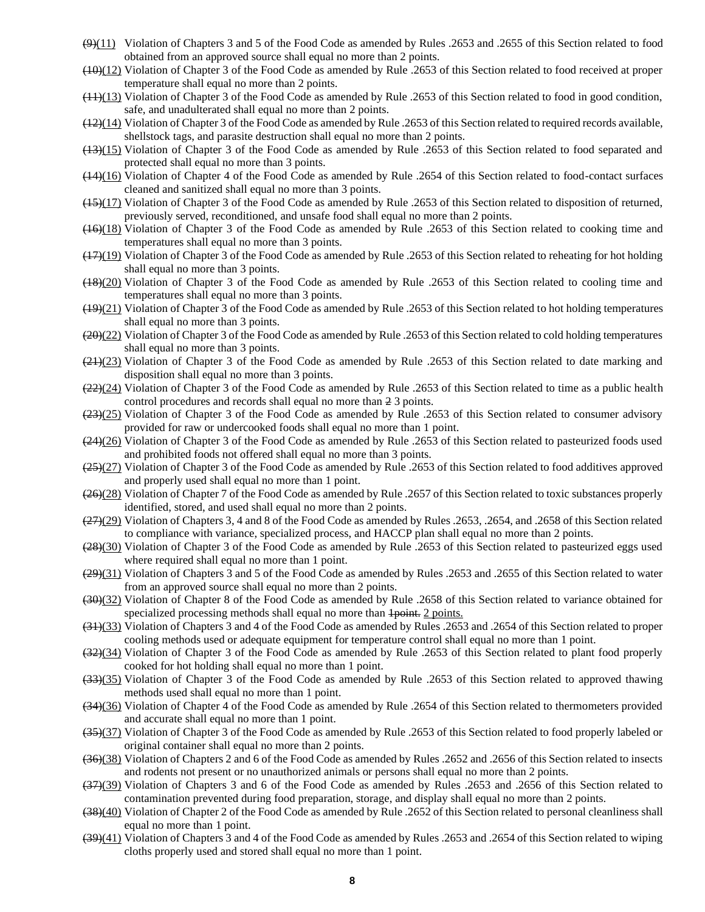~~(9)~~(11) Violation of Chapters 3 and 5 of the Food Code as amended by Rules .2653 and .2655 of this Section related to food obtained from an approved source shall equal no more than 2 points.

~~(10)~~(12) Violation of Chapter 3 of the Food Code as amended by Rule .2653 of this Section related to food received at proper temperature shall equal no more than 2 points.

~~(11)~~(13) Violation of Chapter 3 of the Food Code as amended by Rule .2653 of this Section related to food in good condition, safe, and unadulterated shall equal no more than 2 points.

~~(12)~~(14) Violation of Chapter 3 of the Food Code as amended by Rule .2653 of this Section related to required records available, shellstock tags, and parasite destruction shall equal no more than 2 points.

~~(13)~~(15) Violation of Chapter 3 of the Food Code as amended by Rule .2653 of this Section related to food separated and protected shall equal no more than 3 points.

~~(14)~~(16) Violation of Chapter 4 of the Food Code as amended by Rule .2654 of this Section related to food-contact surfaces cleaned and sanitized shall equal no more than 3 points.

~~(15)~~(17) Violation of Chapter 3 of the Food Code as amended by Rule .2653 of this Section related to disposition of returned, previously served, reconditioned, and unsafe food shall equal no more than 2 points.

~~(16)~~(18) Violation of Chapter 3 of the Food Code as amended by Rule .2653 of this Section related to cooking time and temperatures shall equal no more than 3 points.

~~(17)~~(19) Violation of Chapter 3 of the Food Code as amended by Rule .2653 of this Section related to reheating for hot holding shall equal no more than 3 points.

~~(18)~~(20) Violation of Chapter 3 of the Food Code as amended by Rule .2653 of this Section related to cooling time and temperatures shall equal no more than 3 points.

~~(19)~~(21) Violation of Chapter 3 of the Food Code as amended by Rule .2653 of this Section related to hot holding temperatures shall equal no more than 3 points.

~~(20)~~(22) Violation of Chapter 3 of the Food Code as amended by Rule .2653 of this Section related to cold holding temperatures shall equal no more than 3 points.

~~(21)~~(23) Violation of Chapter 3 of the Food Code as amended by Rule .2653 of this Section related to date marking and disposition shall equal no more than 3 points.

~~(22)~~(24) Violation of Chapter 3 of the Food Code as amended by Rule .2653 of this Section related to time as a public health control procedures and records shall equal no more than ~~2~~ 3 points.

~~(23)~~(25) Violation of Chapter 3 of the Food Code as amended by Rule .2653 of this Section related to consumer advisory provided for raw or undercooked foods shall equal no more than 1 point.

~~(24)~~(26) Violation of Chapter 3 of the Food Code as amended by Rule .2653 of this Section related to pasteurized foods used and prohibited foods not offered shall equal no more than 3 points.

~~(25)~~(27) Violation of Chapter 3 of the Food Code as amended by Rule .2653 of this Section related to food additives approved and properly used shall equal no more than 1 point.

~~(26)~~(28) Violation of Chapter 7 of the Food Code as amended by Rule .2657 of this Section related to toxic substances properly identified, stored, and used shall equal no more than 2 points.

~~(27)~~(29) Violation of Chapters 3, 4 and 8 of the Food Code as amended by Rules .2653, .2654, and .2658 of this Section related to compliance with variance, specialized process, and HACCP plan shall equal no more than 2 points.

~~(28)~~(30) Violation of Chapter 3 of the Food Code as amended by Rule .2653 of this Section related to pasteurized eggs used where required shall equal no more than 1 point.

~~(29)~~(31) Violation of Chapters 3 and 5 of the Food Code as amended by Rules .2653 and .2655 of this Section related to water from an approved source shall equal no more than 2 points.

~~(30)~~(32) Violation of Chapter 8 of the Food Code as amended by Rule .2658 of this Section related to variance obtained for specialized processing methods shall equal no more than ~~1point.~~ 2 points.

~~(31)~~(33) Violation of Chapters 3 and 4 of the Food Code as amended by Rules .2653 and .2654 of this Section related to proper cooling methods used or adequate equipment for temperature control shall equal no more than 1 point.

~~(32)~~(34) Violation of Chapter 3 of the Food Code as amended by Rule .2653 of this Section related to plant food properly cooked for hot holding shall equal no more than 1 point.

~~(33)~~(35) Violation of Chapter 3 of the Food Code as amended by Rule .2653 of this Section related to approved thawing methods used shall equal no more than 1 point.

~~(34)~~(36) Violation of Chapter 4 of the Food Code as amended by Rule .2654 of this Section related to thermometers provided and accurate shall equal no more than 1 point.

~~(35)~~(37) Violation of Chapter 3 of the Food Code as amended by Rule .2653 of this Section related to food properly labeled or original container shall equal no more than 2 points.

~~(36)~~(38) Violation of Chapters 2 and 6 of the Food Code as amended by Rules .2652 and .2656 of this Section related to insects and rodents not present or no unauthorized animals or persons shall equal no more than 2 points.

~~(37)~~(39) Violation of Chapters 3 and 6 of the Food Code as amended by Rules .2653 and .2656 of this Section related to contamination prevented during food preparation, storage, and display shall equal no more than 2 points.

~~(38)~~(40) Violation of Chapter 2 of the Food Code as amended by Rule .2652 of this Section related to personal cleanliness shall equal no more than 1 point.

~~(39)~~(41) Violation of Chapters 3 and 4 of the Food Code as amended by Rules .2653 and .2654 of this Section related to wiping cloths properly used and stored shall equal no more than 1 point.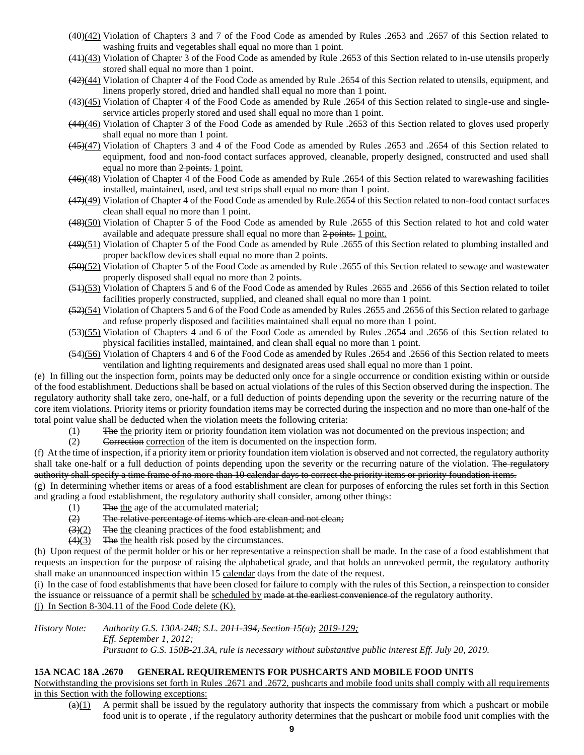~~(40)~~(42) Violation of Chapters 3 and 7 of the Food Code as amended by Rules .2653 and .2657 of this Section related to washing fruits and vegetables shall equal no more than 1 point.

~~(41)~~(43) Violation of Chapter 3 of the Food Code as amended by Rule .2653 of this Section related to in-use utensils properly stored shall equal no more than 1 point.

~~(42)~~(44) Violation of Chapter 4 of the Food Code as amended by Rule .2654 of this Section related to utensils, equipment, and linens properly stored, dried and handled shall equal no more than 1 point.

~~(43)~~(45) Violation of Chapter 4 of the Food Code as amended by Rule .2654 of this Section related to single-use and single-service articles properly stored and used shall equal no more than 1 point.

~~(44)~~(46) Violation of Chapter 3 of the Food Code as amended by Rule .2653 of this Section related to gloves used properly shall equal no more than 1 point.

~~(45)~~(47) Violation of Chapters 3 and 4 of the Food Code as amended by Rules .2653 and .2654 of this Section related to equipment, food and non-food contact surfaces approved, cleanable, properly designed, constructed and used shall equal no more than ~~2 points.~~ 1 point.

~~(46)~~(48) Violation of Chapter 4 of the Food Code as amended by Rule .2654 of this Section related to warewashing facilities installed, maintained, used, and test strips shall equal no more than 1 point.

~~(47)~~(49) Violation of Chapter 4 of the Food Code as amended by Rule.2654 of this Section related to non-food contact surfaces clean shall equal no more than 1 point.

~~(48)~~(50) Violation of Chapter 5 of the Food Code as amended by Rule .2655 of this Section related to hot and cold water available and adequate pressure shall equal no more than ~~2 points.~~ 1 point.

~~(49)~~(51) Violation of Chapter 5 of the Food Code as amended by Rule .2655 of this Section related to plumbing installed and proper backflow devices shall equal no more than 2 points.

~~(50)~~(52) Violation of Chapter 5 of the Food Code as amended by Rule .2655 of this Section related to sewage and wastewater properly disposed shall equal no more than 2 points.

~~(51)~~(53) Violation of Chapters 5 and 6 of the Food Code as amended by Rules .2655 and .2656 of this Section related to toilet facilities properly constructed, supplied, and cleaned shall equal no more than 1 point.

~~(52)~~(54) Violation of Chapters 5 and 6 of the Food Code as amended by Rules .2655 and .2656 of this Section related to garbage and refuse properly disposed and facilities maintained shall equal no more than 1 point.

~~(53)~~(55) Violation of Chapters 4 and 6 of the Food Code as amended by Rules .2654 and .2656 of this Section related to physical facilities installed, maintained, and clean shall equal no more than 1 point.

~~(54)~~(56) Violation of Chapters 4 and 6 of the Food Code as amended by Rules .2654 and .2656 of this Section related to meets ventilation and lighting requirements and designated areas used shall equal no more than 1 point.

(e) In filling out the inspection form, points may be deducted only once for a single occurrence or condition existing within or outside of the food establishment. Deductions shall be based on actual violations of the rules of this Section observed during the inspection. The regulatory authority shall take zero, one-half, or a full deduction of points depending upon the severity or the recurring nature of the core item violations. Priority items or priority foundation items may be corrected during the inspection and no more than one-half of the total point value shall be deducted when the violation meets the following criteria:

(1) ~~The~~ the priority item or priority foundation item violation was not documented on the previous inspection; and

(2) ~~Correction~~ correction of the item is documented on the inspection form.

(f) At the time of inspection, if a priority item or priority foundation item violation is observed and not corrected, the regulatory authority shall take one-half or a full deduction of points depending upon the severity or the recurring nature of the violation. ~~The regulatory authority shall specify a time frame of no more than 10 calendar days to correct the priority items or priority foundation items.~~

(g) In determining whether items or areas of a food establishment are clean for purposes of enforcing the rules set forth in this Section and grading a food establishment, the regulatory authority shall consider, among other things:

(1) ~~The~~ the age of the accumulated material;

~~(2) The relative percentage of items which are clean and not clean;~~

~~(3)~~(2) ~~The~~ the cleaning practices of the food establishment; and

~~(4)~~(3) ~~The~~ the health risk posed by the circumstances.

(h) Upon request of the permit holder or his or her representative a reinspection shall be made. In the case of a food establishment that requests an inspection for the purpose of raising the alphabetical grade, and that holds an unrevoked permit, the regulatory authority shall make an unannounced inspection within 15 calendar days from the date of the request.

(i) In the case of food establishments that have been closed for failure to comply with the rules of this Section, a reinspection to consider the issuance or reissuance of a permit shall be scheduled by ~~made at the earliest convenience of~~ the regulatory authority.

(j) In Section 8-304.11 of the Food Code delete (K).

*History Note: Authority G.S. 130A-248; S.L. ~~2011-394, Section 15(a);~~ 2019-129;*
*Eff. September 1, 2012;*
*Pursuant to G.S. 150B-21.3A, rule is necessary without substantive public interest Eff. July 20, 2019.*

**15A NCAC 18A .2670 GENERAL REQUIREMENTS FOR PUSHCARTS AND MOBILE FOOD UNITS**

Notwithstanding the provisions set forth in Rules .2671 and .2672, pushcarts and mobile food units shall comply with all requirements in this Section with the following exceptions:

~~(a)~~(1) A permit shall be issued by the regulatory authority that inspects the commissary from which a pushcart or mobile food unit is to operate ~~,~~ if the regulatory authority determines that the pushcart or mobile food unit complies with the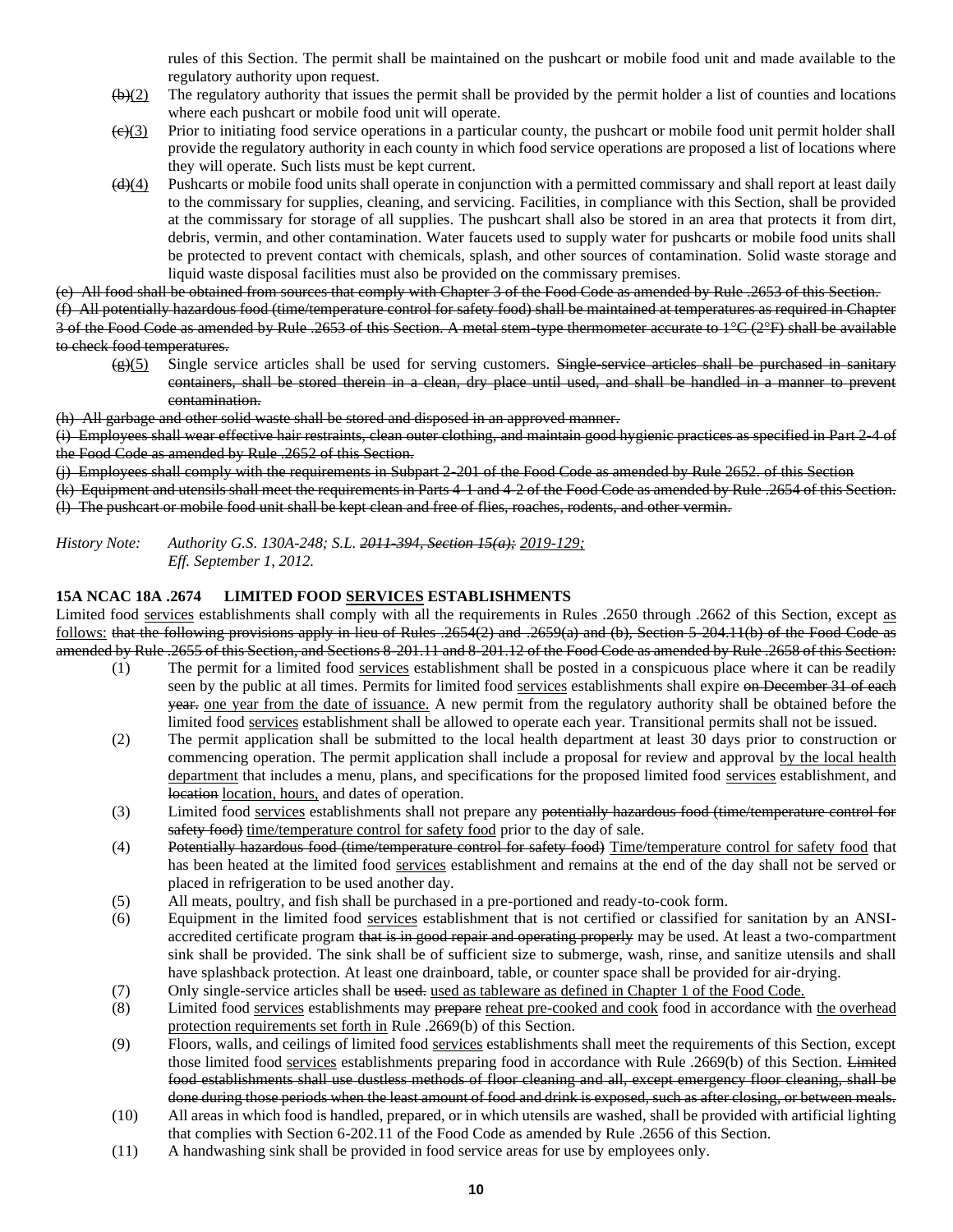rules of this Section. The permit shall be maintained on the pushcart or mobile food unit and made available to the regulatory authority upon request.

~~(b)~~(2) The regulatory authority that issues the permit shall be provided by the permit holder a list of counties and locations where each pushcart or mobile food unit will operate.

~~(c)~~(3) Prior to initiating food service operations in a particular county, the pushcart or mobile food unit permit holder shall provide the regulatory authority in each county in which food service operations are proposed a list of locations where they will operate. Such lists must be kept current.

~~(d)~~(4) Pushcarts or mobile food units shall operate in conjunction with a permitted commissary and shall report at least daily to the commissary for supplies, cleaning, and servicing. Facilities, in compliance with this Section, shall be provided at the commissary for storage of all supplies. The pushcart shall also be stored in an area that protects it from dirt, debris, vermin, and other contamination. Water faucets used to supply water for pushcarts or mobile food units shall be protected to prevent contact with chemicals, splash, and other sources of contamination. Solid waste storage and liquid waste disposal facilities must also be provided on the commissary premises.

~~(e) All food shall be obtained from sources that comply with Chapter 3 of the Food Code as amended by Rule .2653 of this Section.~~

~~(f) All potentially hazardous food (time/temperature control for safety food) shall be maintained at temperatures as required in Chapter 3 of the Food Code as amended by Rule .2653 of this Section. A metal stem-type thermometer accurate to 1°C (2°F) shall be available to check food temperatures.~~

~~(g)~~(5) Single service articles shall be used for serving customers. ~~Single-service articles shall be purchased in sanitary containers, shall be stored therein in a clean, dry place until used, and shall be handled in a manner to prevent contamination.~~

~~(h) All garbage and other solid waste shall be stored and disposed in an approved manner.~~

~~(i) Employees shall wear effective hair restraints, clean outer clothing, and maintain good hygienic practices as specified in Part 2-4 of the Food Code as amended by Rule .2652 of this Section.~~

~~(j) Employees shall comply with the requirements in Subpart 2-201 of the Food Code as amended by Rule 2652. of this Section~~

~~(k) Equipment and utensils shall meet the requirements in Parts 4-1 and 4-2 of the Food Code as amended by Rule .2654 of this Section.~~

~~(l) The pushcart or mobile food unit shall be kept clean and free of flies, roaches, rodents, and other vermin.~~

*History Note: Authority G.S. 130A-248; S.L. ~~2011-394, Section 15(a);~~ 2019-129;*
*Eff. September 1, 2012.*

**15A NCAC 18A .2674 LIMITED FOOD SERVICES ESTABLISHMENTS**

Limited food services establishments shall comply with all the requirements in Rules .2650 through .2662 of this Section, except as follows: ~~that the following provisions apply in lieu of Rules .2654(2) and .2659(a) and (b), Section 5-204.11(b) of the Food Code as amended by Rule .2655 of this Section, and Sections 8-201.11 and 8-201.12 of the Food Code as amended by Rule .2658 of this Section:~~

(1) The permit for a limited food services establishment shall be posted in a conspicuous place where it can be readily seen by the public at all times. Permits for limited food services establishments shall expire ~~on December 31 of each year.~~ one year from the date of issuance. A new permit from the regulatory authority shall be obtained before the limited food services establishment shall be allowed to operate each year. Transitional permits shall not be issued.

(2) The permit application shall be submitted to the local health department at least 30 days prior to construction or commencing operation. The permit application shall include a proposal for review and approval by the local health department that includes a menu, plans, and specifications for the proposed limited food services establishment, and ~~location~~ location, hours, and dates of operation.

(3) Limited food services establishments shall not prepare any ~~potentially hazardous food (time/temperature control for safety food)~~ time/temperature control for safety food prior to the day of sale.

(4) ~~Potentially hazardous food (time/temperature control for safety food)~~ Time/temperature control for safety food that has been heated at the limited food services establishment and remains at the end of the day shall not be served or placed in refrigeration to be used another day.

(5) All meats, poultry, and fish shall be purchased in a pre-portioned and ready-to-cook form.

(6) Equipment in the limited food services establishment that is not certified or classified for sanitation by an ANSI-accredited certificate program ~~that is in good repair and operating properly~~ may be used. At least a two-compartment sink shall be provided. The sink shall be of sufficient size to submerge, wash, rinse, and sanitize utensils and shall have splashback protection. At least one drainboard, table, or counter space shall be provided for air-drying.

(7) Only single-service articles shall be ~~used.~~ used as tableware as defined in Chapter 1 of the Food Code.

(8) Limited food services establishments may ~~prepare~~ reheat pre-cooked and cook food in accordance with the overhead protection requirements set forth in Rule .2669(b) of this Section.

(9) Floors, walls, and ceilings of limited food services establishments shall meet the requirements of this Section, except those limited food services establishments preparing food in accordance with Rule .2669(b) of this Section. ~~Limited food establishments shall use dustless methods of floor cleaning and all, except emergency floor cleaning, shall be done during those periods when the least amount of food and drink is exposed, such as after closing, or between meals.~~

(10) All areas in which food is handled, prepared, or in which utensils are washed, shall be provided with artificial lighting that complies with Section 6-202.11 of the Food Code as amended by Rule .2656 of this Section.

(11) A handwashing sink shall be provided in food service areas for use by employees only.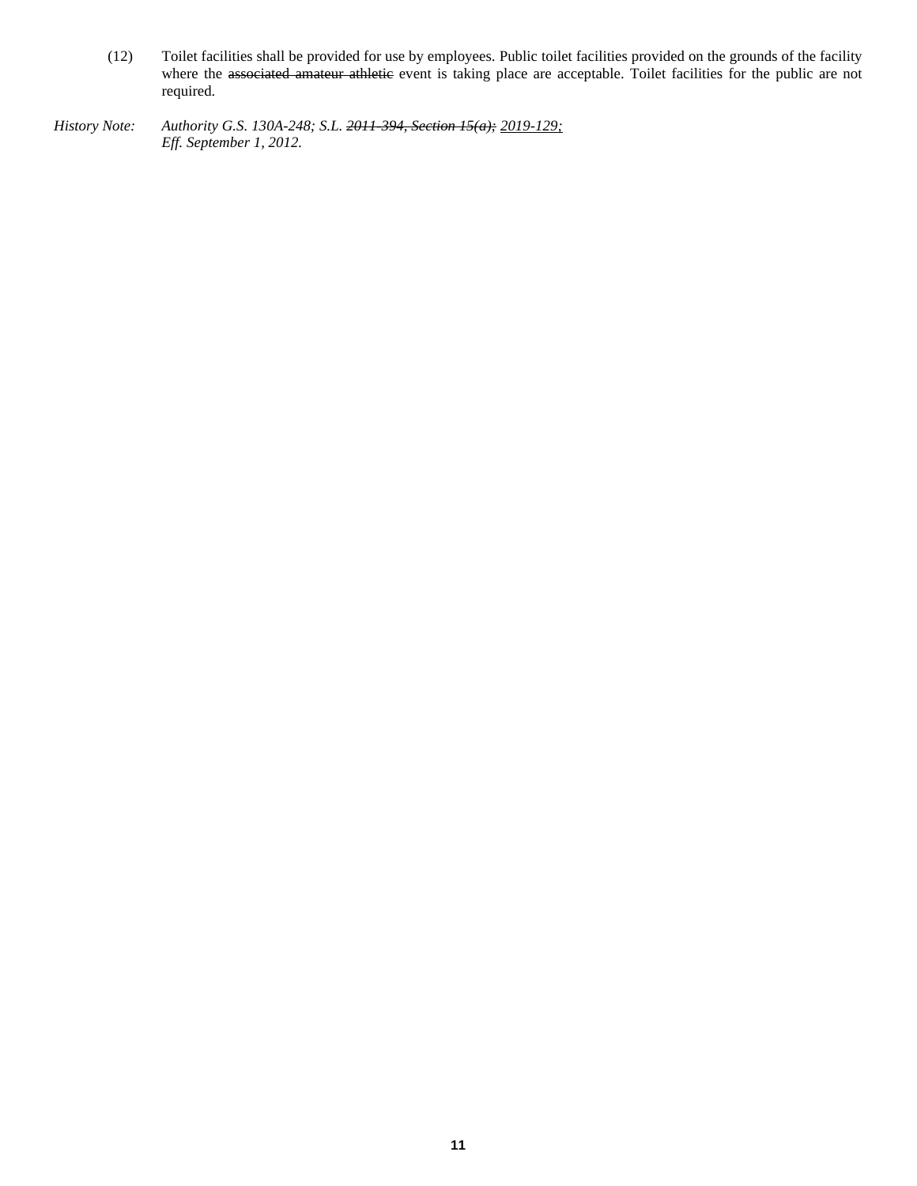(12) Toilet facilities shall be provided for use by employees. Public toilet facilities provided on the grounds of the facility where the ~~associated amateur athletic~~ event is taking place are acceptable. Toilet facilities for the public are not required.

*History Note: Authority G.S. 130A-248; S.L. ~~2011-394, Section 15(a);~~ 2019-129;*
*Eff. September 1, 2012.*